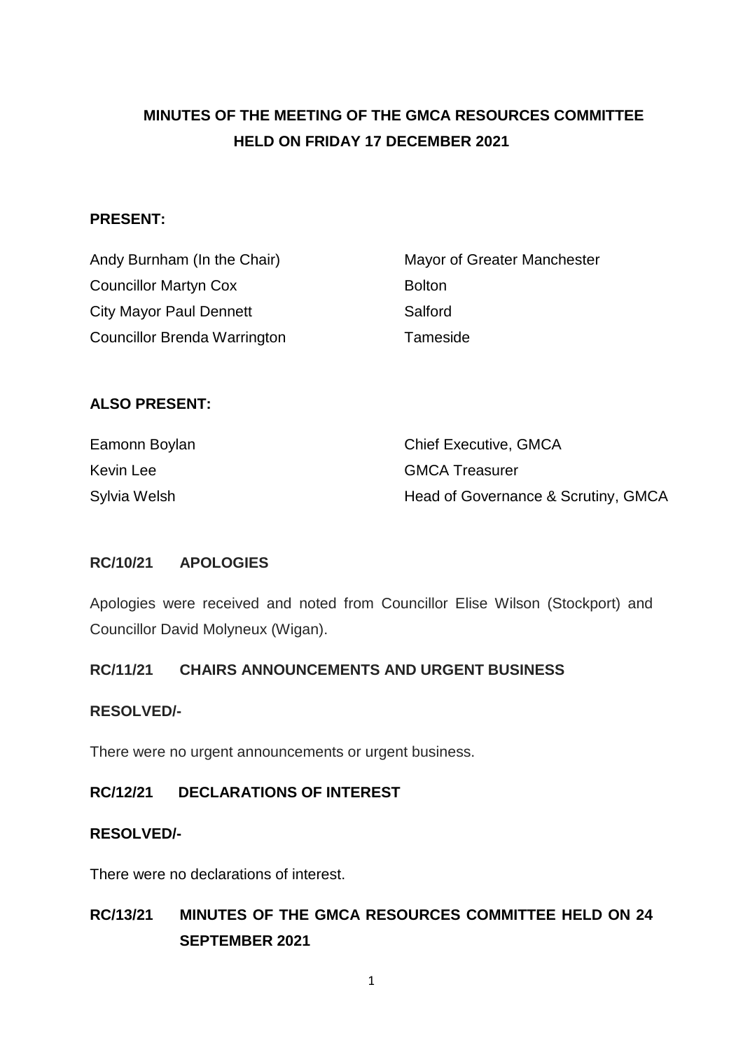# MINUTES OF THE MEETING OF THE GMCA RESOURCES COMMITTEE HELD ON FRIDAY 17 DECEMBER 2021

**PRESENT:**

| | |
|---|---|
| Andy Burnham (In the Chair) | Mayor of Greater Manchester |
| Councillor Martyn Cox | Bolton |
| City Mayor Paul Dennett | Salford |
| Councillor Brenda Warrington | Tameside |

**ALSO PRESENT:**

| | |
|---|---|
| Eamonn Boylan | Chief Executive, GMCA |
| Kevin Lee | GMCA Treasurer |
| Sylvia Welsh | Head of Governance & Scrutiny, GMCA |

## RC/10/21 APOLOGIES

Apologies were received and noted from Councillor Elise Wilson (Stockport) and Councillor David Molyneux (Wigan).

## RC/11/21 CHAIRS ANNOUNCEMENTS AND URGENT BUSINESS

**RESOLVED/-**

There were no urgent announcements or urgent business.

## RC/12/21 DECLARATIONS OF INTEREST

**RESOLVED/-**

There were no declarations of interest.

## RC/13/21 MINUTES OF THE GMCA RESOURCES COMMITTEE HELD ON 24 SEPTEMBER 2021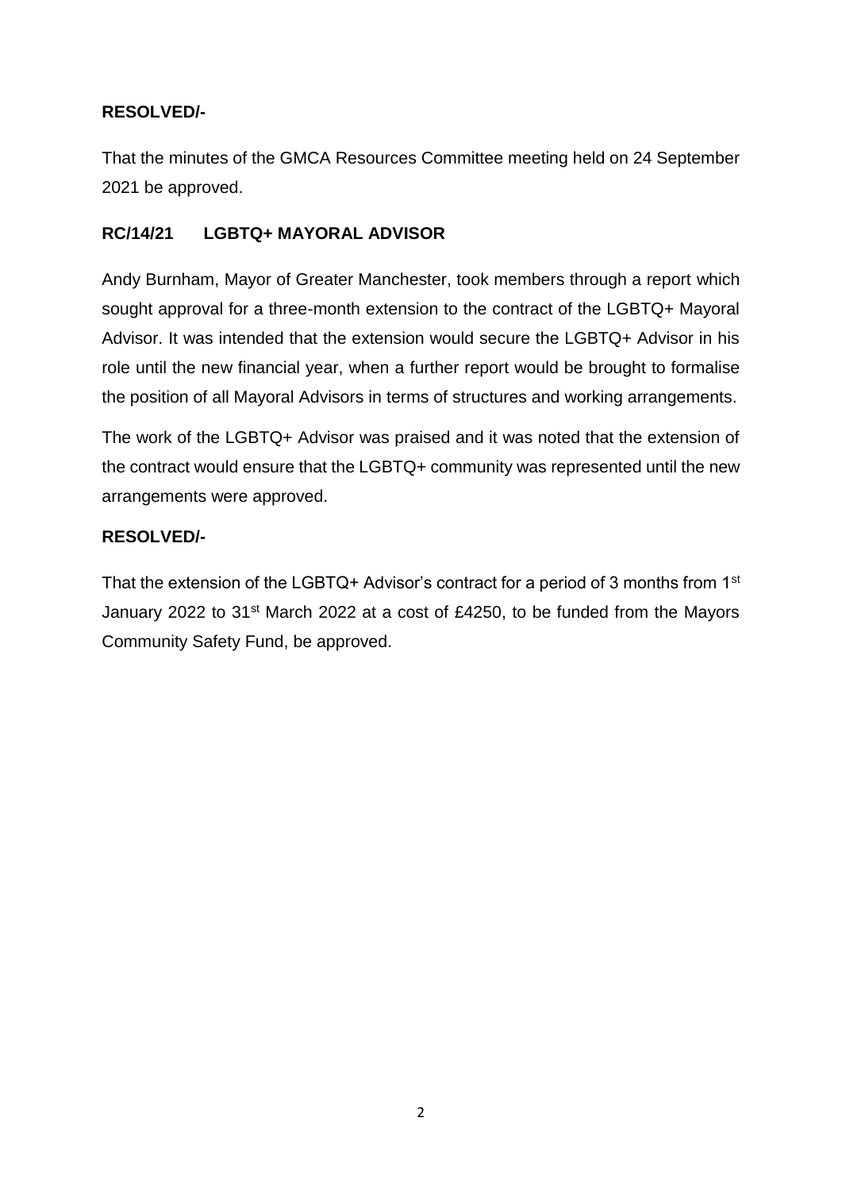**RESOLVED/-**

That the minutes of the GMCA Resources Committee meeting held on 24 September 2021 be approved.

### RC/14/21 LGBTQ+ MAYORAL ADVISOR

Andy Burnham, Mayor of Greater Manchester, took members through a report which sought approval for a three-month extension to the contract of the LGBTQ+ Mayoral Advisor. It was intended that the extension would secure the LGBTQ+ Advisor in his role until the new financial year, when a further report would be brought to formalise the position of all Mayoral Advisors in terms of structures and working arrangements.

The work of the LGBTQ+ Advisor was praised and it was noted that the extension of the contract would ensure that the LGBTQ+ community was represented until the new arrangements were approved.

**RESOLVED/-**

That the extension of the LGBTQ+ Advisor's contract for a period of 3 months from 1st January 2022 to 31st March 2022 at a cost of £4250, to be funded from the Mayors Community Safety Fund, be approved.